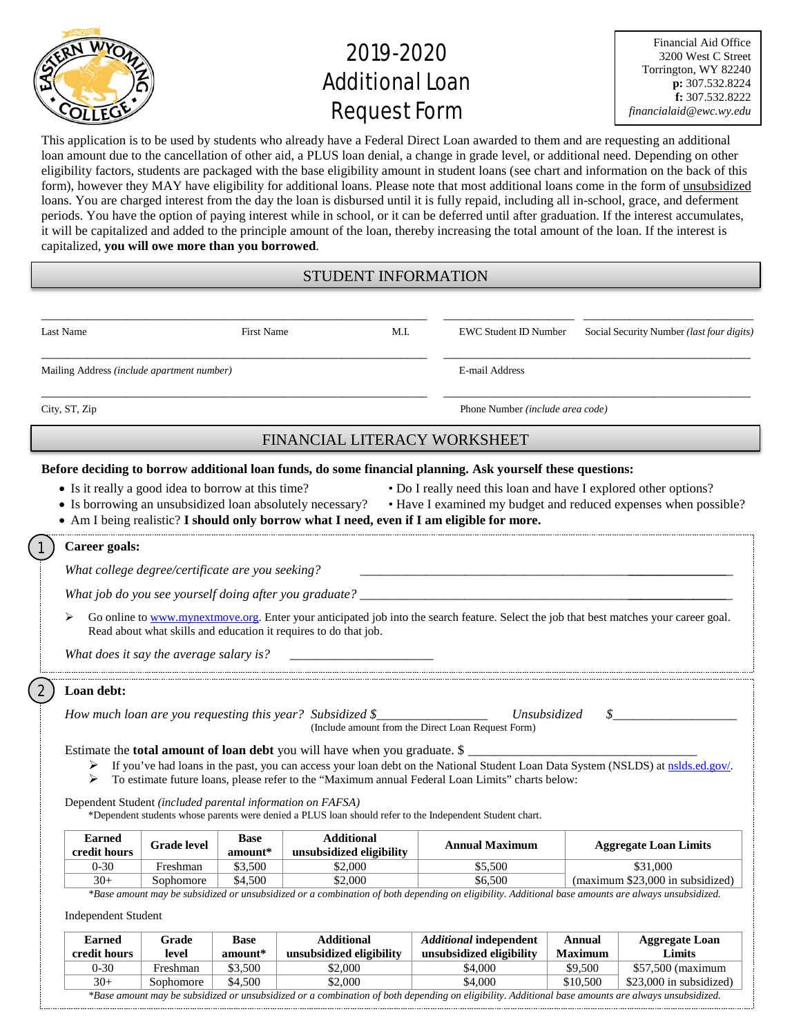# 2019-2020 Additional Loan Request Form

Financial Aid Office
3200 West C Street
Torrington, WY 82240
**p:** 307.532.8224
**f:** 307.532.8222
*financialaid@ewc.wy.edu*

This application is to be used by students who already have a Federal Direct Loan awarded to them and are requesting an additional loan amount due to the cancellation of other aid, a PLUS loan denial, a change in grade level, or additional need. Depending on other eligibility factors, students are packaged with the base eligibility amount in student loans (see chart and information on the back of this form), however they MAY have eligibility for additional loans. Please note that most additional loans come in the form of unsubsidized loans. You are charged interest from the day the loan is disbursed until it is fully repaid, including all in-school, grace, and deferment periods. You have the option of paying interest while in school, or it can be deferred until after graduation. If the interest accumulates, it will be capitalized and added to the principle amount of the loan, thereby increasing the total amount of the loan. If the interest is capitalized, **you will owe more than you borrowed**.

## STUDENT INFORMATION

Last Name ______ First Name ______ M.I. ______ EWC Student ID Number ______ Social Security Number *(last four digits)* ______

Mailing Address *(include apartment number)* ______ E-mail Address ______

City, ST, Zip ______ Phone Number *(include area code)* ______

## FINANCIAL LITERACY WORKSHEET

**Before deciding to borrow additional loan funds, do some financial planning. Ask yourself these questions:**

- Is it really a good idea to borrow at this time?
- Do I really need this loan and have I explored other options?
- Is borrowing an unsubsidized loan absolutely necessary?
- Have I examined my budget and reduced expenses when possible?
- Am I being realistic? **I should only borrow what I need, even if I am eligible for more.**

### 1 Career goals:

*What college degree/certificate are you seeking?* ______________________

*What job do you see yourself doing after you graduate?* ______________________

- Go online to www.mynextmove.org. Enter your anticipated job into the search feature. Select the job that best matches your career goal. Read about what skills and education it requires to do that job.

*What does it say the average salary is?* ______________________

### 2 Loan debt:

*How much loan are you requesting this year?* *Subsidized* $________ *Unsubsidized* $________
(Include amount from the Direct Loan Request Form)

Estimate the **total amount of loan debt** you will have when you graduate. $ ______________________

- If you've had loans in the past, you can access your loan debt on the National Student Loan Data System (NSLDS) at nslds.ed.gov/.
- To estimate future loans, please refer to the "Maximum annual Federal Loan Limits" charts below:

Dependent Student *(included parental information on FAFSA)*
*Dependent students whose parents were denied a PLUS loan should refer to the Independent Student chart.

| Earned credit hours | Grade level | Base amount* | Additional unsubsidized eligibility | Annual Maximum | Aggregate Loan Limits |
|---|---|---|---|---|---|
| 0-30 | Freshman | $3,500 | $2,000 | $5,500 | $31,000 |
| 30+ | Sophomore | $4,500 | $2,000 | $6,500 | (maximum $23,000 in subsidized) |

*\*Base amount may be subsidized or unsubsidized or a combination of both depending on eligibility. Additional base amounts are always unsubsidized.*

Independent Student

| Earned credit hours | Grade level | Base amount* | Additional unsubsidized eligibility | *Additional* independent unsubsidized eligibility | Annual Maximum | Aggregate Loan Limits |
|---|---|---|---|---|---|---|
| 0-30 | Freshman | $3,500 | $2,000 | $4,000 | $9,500 | $57,500 (maximum |
| 30+ | Sophomore | $4,500 | $2,000 | $4,000 | $10,500 | $23,000 in subsidized) |

*\*Base amount may be subsidized or unsubsidized or a combination of both depending on eligibility. Additional base amounts are always unsubsidized.*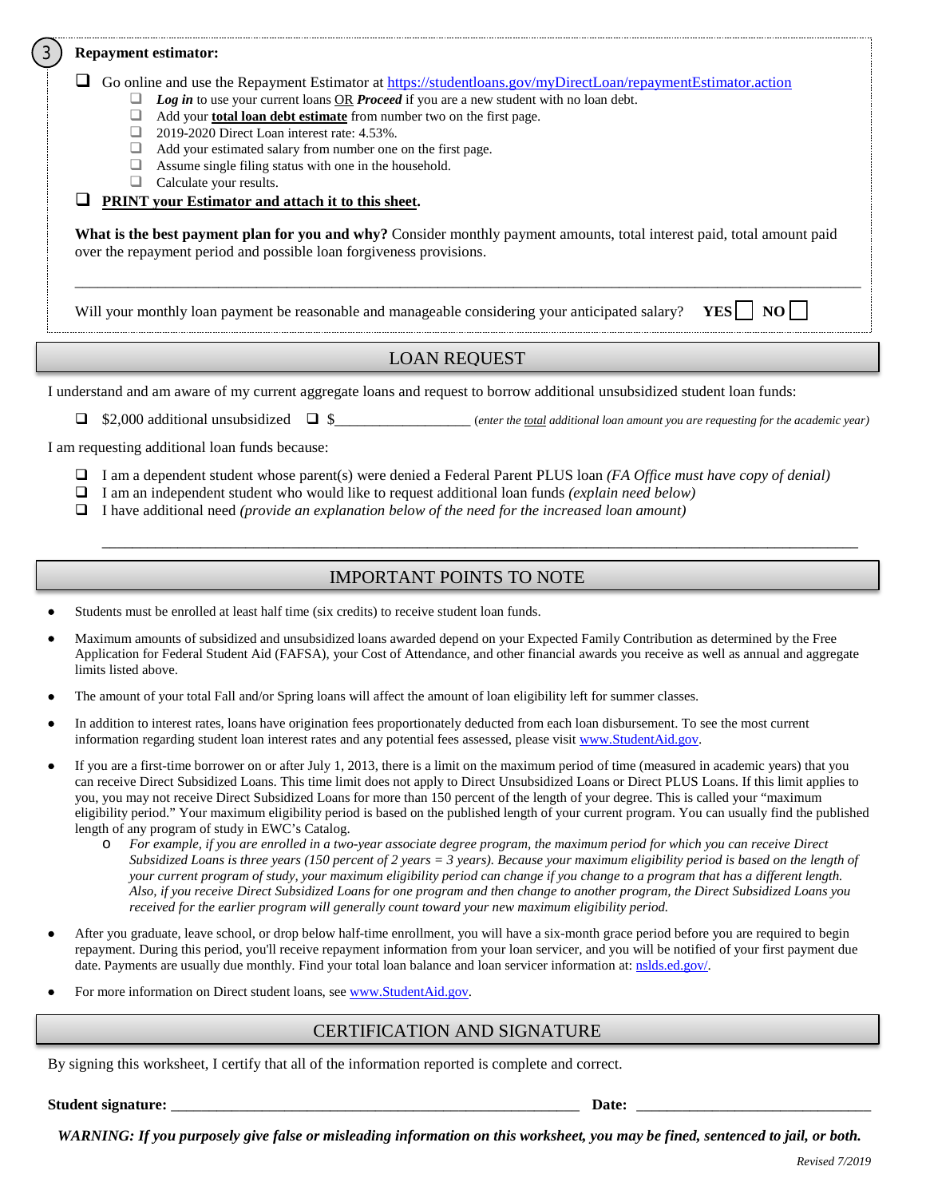### 3 Repayment estimator:

- ❑ Go online and use the Repayment Estimator at https://studentloans.gov/myDirectLoan/repaymentEstimator.action
  - ❑ ***Log in*** to use your current loans OR ***Proceed*** if you are a new student with no loan debt.
  - ❑ Add your **total loan debt estimate** from number two on the first page.
  - ❑ 2019-2020 Direct Loan interest rate: 4.53%.
  - ❑ Add your estimated salary from number one on the first page.
  - ❑ Assume single filing status with one in the household.
  - ❑ Calculate your results.
- ❑ **PRINT your Estimator and attach it to this sheet.**

**What is the best payment plan for you and why?** Consider monthly payment amounts, total interest paid, total amount paid over the repayment period and possible loan forgiveness provisions.

___________________________________________________________________________________________

Will your monthly loan payment be reasonable and manageable considering your anticipated salary? **YES** ☐ **NO** ☐

## LOAN REQUEST

I understand and am aware of my current aggregate loans and request to borrow additional unsubsidized student loan funds:

❑ $2,000 additional unsubsidized ❑ $_________________ *(enter the total additional loan amount you are requesting for the academic year)*

I am requesting additional loan funds because:

- ❑ I am a dependent student whose parent(s) were denied a Federal Parent PLUS loan *(FA Office must have copy of denial)*
- ❑ I am an independent student who would like to request additional loan funds *(explain need below)*
- ❑ I have additional need *(provide an explanation below of the need for the increased loan amount)*

___________________________________________________________________________________________

## IMPORTANT POINTS TO NOTE

- Students must be enrolled at least half time (six credits) to receive student loan funds.
- Maximum amounts of subsidized and unsubsidized loans awarded depend on your Expected Family Contribution as determined by the Free Application for Federal Student Aid (FAFSA), your Cost of Attendance, and other financial awards you receive as well as annual and aggregate limits listed above.
- The amount of your total Fall and/or Spring loans will affect the amount of loan eligibility left for summer classes.
- In addition to interest rates, loans have origination fees proportionately deducted from each loan disbursement. To see the most current information regarding student loan interest rates and any potential fees assessed, please visit www.StudentAid.gov.
- If you are a first-time borrower on or after July 1, 2013, there is a limit on the maximum period of time (measured in academic years) that you can receive Direct Subsidized Loans. This time limit does not apply to Direct Unsubsidized Loans or Direct PLUS Loans. If this limit applies to you, you may not receive Direct Subsidized Loans for more than 150 percent of the length of your degree. This is called your "maximum eligibility period." Your maximum eligibility period is based on the published length of your current program. You can usually find the published length of any program of study in EWC's Catalog.
  - *For example, if you are enrolled in a two-year associate degree program, the maximum period for which you can receive Direct Subsidized Loans is three years (150 percent of 2 years = 3 years). Because your maximum eligibility period is based on the length of your current program of study, your maximum eligibility period can change if you change to a program that has a different length. Also, if you receive Direct Subsidized Loans for one program and then change to another program, the Direct Subsidized Loans you received for the earlier program will generally count toward your new maximum eligibility period.*
- After you graduate, leave school, or drop below half-time enrollment, you will have a six-month grace period before you are required to begin repayment. During this period, you'll receive repayment information from your loan servicer, and you will be notified of your first payment due date. Payments are usually due monthly. Find your total loan balance and loan servicer information at: nslds.ed.gov/.
- For more information on Direct student loans, see www.StudentAid.gov.

## CERTIFICATION AND SIGNATURE

By signing this worksheet, I certify that all of the information reported is complete and correct.

**Student signature:** ____________________________________________ **Date:** ___________________________

***WARNING: If you purposely give false or misleading information on this worksheet, you may be fined, sentenced to jail, or both.***

*Revised 7/2019*